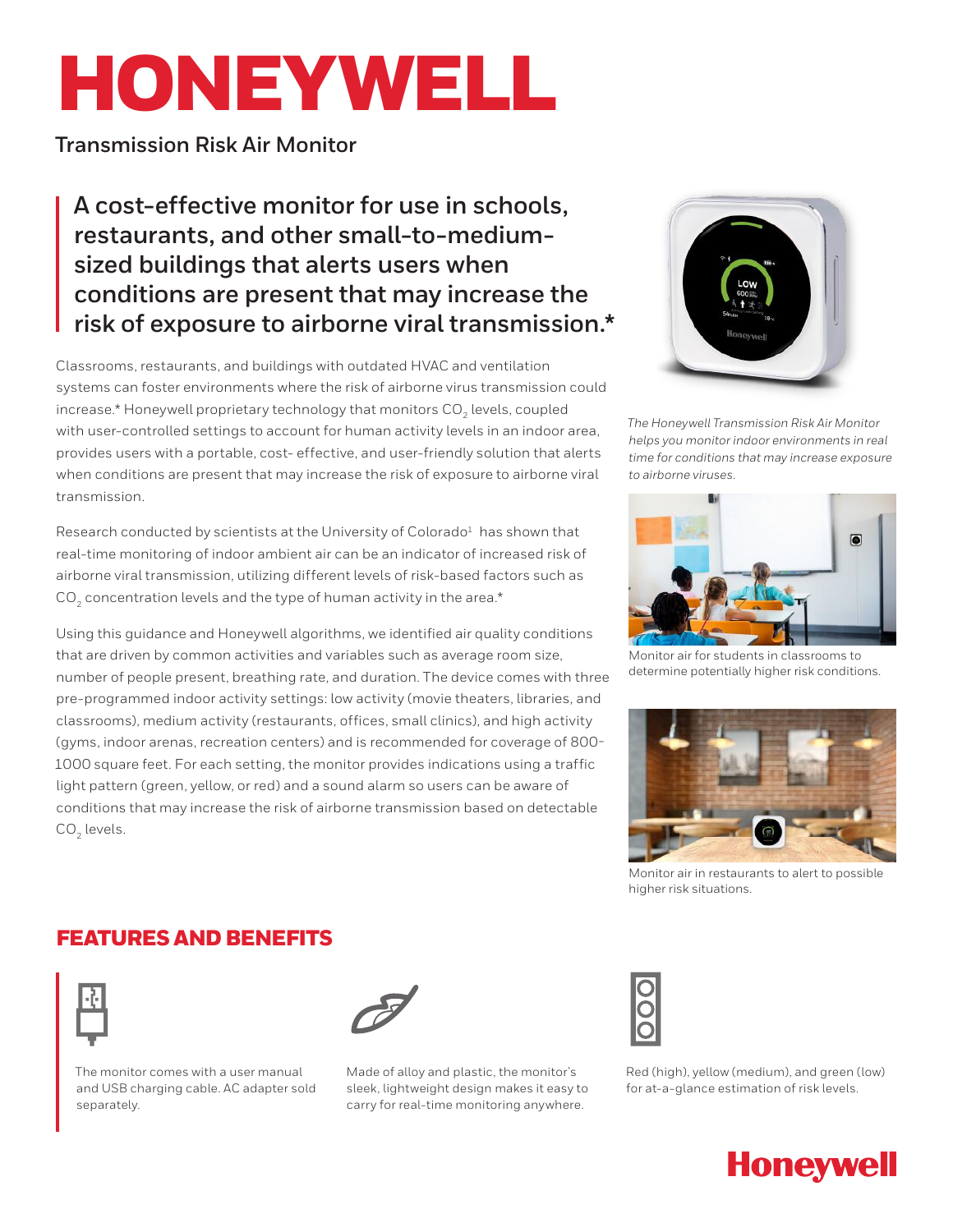# HONEYWELL

## Transmission Risk Air Monitor

**A cost-effective monitor for use in schools, restaurants, and other small-to-medium-sized buildings that alerts users when conditions are present that may increase the risk of exposure to airborne viral transmission.***

Classrooms, restaurants, and buildings with outdated HVAC and ventilation systems can foster environments where the risk of airborne virus transmission could increase.* Honeywell proprietary technology that monitors $CO_2$ levels, coupled with user-controlled settings to account for human activity levels in an indoor area, provides users with a portable, cost- effective, and user-friendly solution that alerts when conditions are present that may increase the risk of exposure to airborne viral transmission.

Research conducted by scientists at the University of Colorado[1] has shown that real-time monitoring of indoor ambient air can be an indicator of increased risk of airborne viral transmission, utilizing different levels of risk-based factors such as $CO_2$ concentration levels and the type of human activity in the area.*

Using this guidance and Honeywell algorithms, we identified air quality conditions that are driven by common activities and variables such as average room size, number of people present, breathing rate, and duration. The device comes with three pre-programmed indoor activity settings: low activity (movie theaters, libraries, and classrooms), medium activity (restaurants, offices, small clinics), and high activity (gyms, indoor arenas, recreation centers) and is recommended for coverage of 800-1000 square feet. For each setting, the monitor provides indications using a traffic light pattern (green, yellow, or red) and a sound alarm so users can be aware of conditions that may increase the risk of airborne transmission based on detectable $CO_2$ levels.

*The Honeywell Transmission Risk Air Monitor helps you monitor indoor environments in real time for conditions that may increase exposure to airborne viruses.*

Monitor air for students in classrooms to determine potentially higher risk conditions.

Monitor air in restaurants to alert to possible higher risk situations.

## FEATURES AND BENEFITS

The monitor comes with a user manual and USB charging cable. AC adapter sold separately.

Made of alloy and plastic, the monitor's sleek, lightweight design makes it easy to carry for real-time monitoring anywhere.

Red (high), yellow (medium), and green (low) for at-a-glance estimation of risk levels.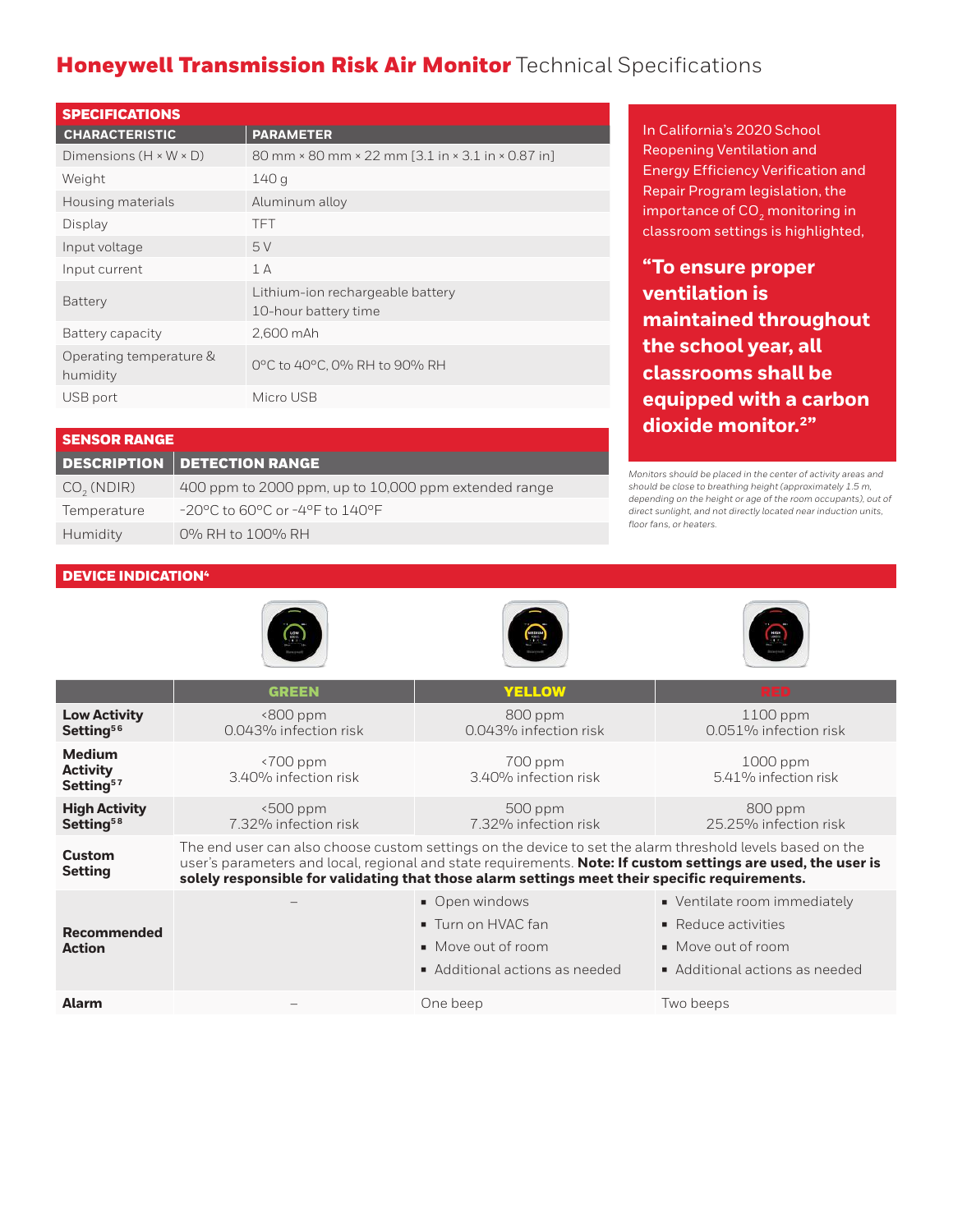# **Honeywell Transmission Risk Air Monitor** Technical Specifications

| SPECIFICATIONS | |
|---|---|
| **CHARACTERISTIC** | **PARAMETER** |
| Dimensions (H × W × D) | 80 mm × 80 mm × 22 mm [3.1 in × 3.1 in × 0.87 in] |
| Weight | 140 g |
| Housing materials | Aluminum alloy |
| Display | TFT |
| Input voltage | 5 V |
| Input current | 1 A |
| Battery | Lithium-ion rechargeable battery 10-hour battery time |
| Battery capacity | 2,600 mAh |
| Operating temperature & humidity | 0°C to 40°C, 0% RH to 90% RH |
| USB port | Micro USB |

| SENSOR RANGE | |
|---|---|
| **DESCRIPTION** | **DETECTION RANGE** |
| $CO_2$ (NDIR) | 400 ppm to 2000 ppm, up to 10,000 ppm extended range |
| Temperature | -20°C to 60°C or -4°F to 140°F |
| Humidity | 0% RH to 100% RH |

In California's 2020 School Reopening Ventilation and Energy Efficiency Verification and Repair Program legislation, the importance of $CO_2$ monitoring in classroom settings is highlighted,

**"To ensure proper ventilation is maintained throughout the school year, all classrooms shall be equipped with a carbon dioxide monitor.[2]"**

*Monitors should be placed in the center of activity areas and should be close to breathing height (approximately 1.5 m, depending on the height or age of the room occupants), out of direct sunlight, and not directly located near induction units, floor fans, or heaters.*

## DEVICE INDICATION[4]

| | GREEN | YELLOW | RED |
|---|---|---|---|
| **Low Activity Setting[56]** | <800 ppm 0.043% infection risk | 800 ppm 0.043% infection risk | 1100 ppm 0.051% infection risk |
| **Medium Activity Setting[57]** | <700 ppm 3.40% infection risk | 700 ppm 3.40% infection risk | 1000 ppm 5.41% infection risk |
| **High Activity Setting[58]** | <500 ppm 7.32% infection risk | 500 ppm 7.32% infection risk | 800 ppm 25.25% infection risk |
| **Custom Setting** | The end user can also choose custom settings on the device to set the alarm threshold levels based on the user's parameters and local, regional and state requirements. **Note: If custom settings are used, the user is solely responsible for validating that those alarm settings meet their specific requirements.** | | |
| **Recommended Action** | – | ▪ Open windows ▪ Turn on HVAC fan ▪ Move out of room ▪ Additional actions as needed | ▪ Ventilate room immediately ▪ Reduce activities ▪ Move out of room ▪ Additional actions as needed |
| **Alarm** | – | One beep | Two beeps |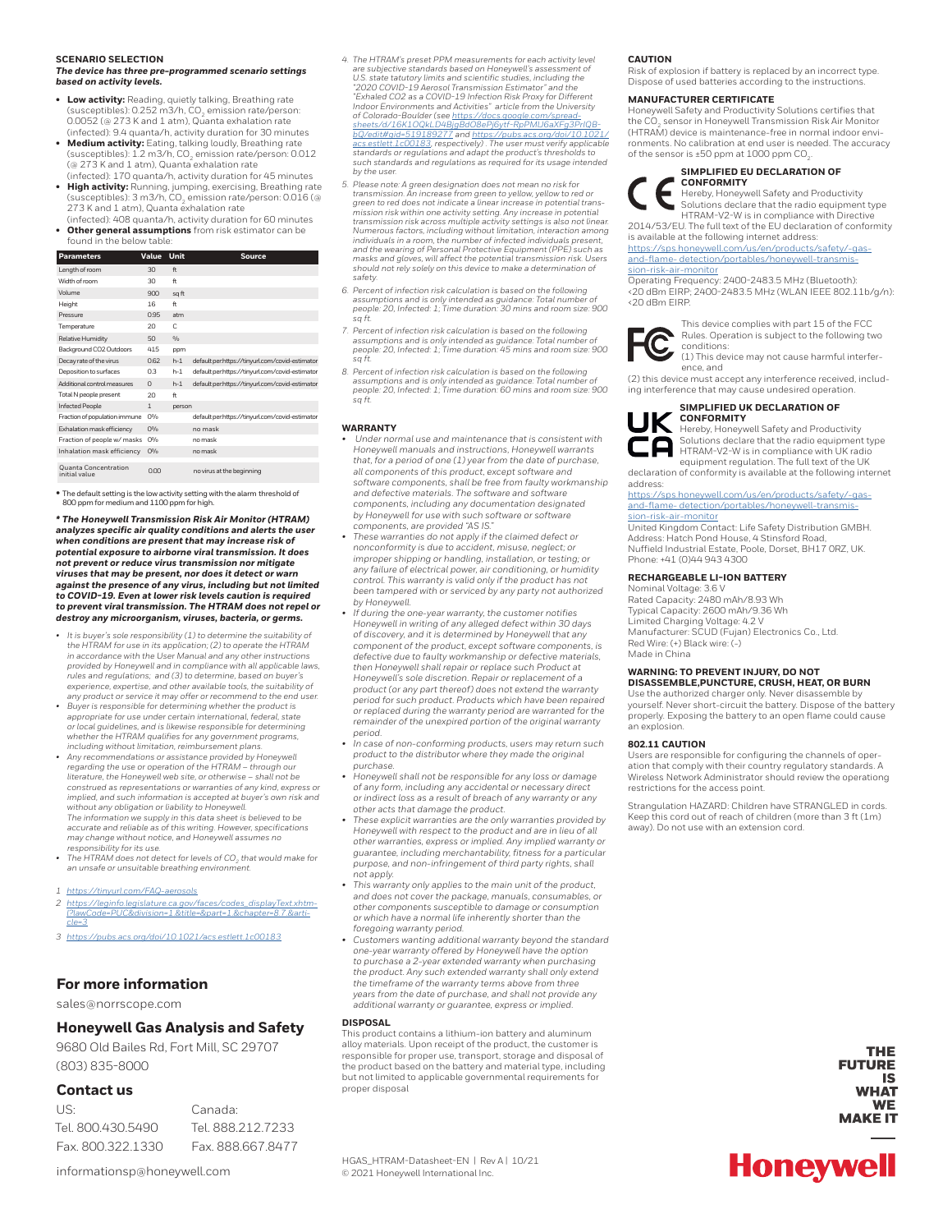### SCENARIO SELECTION

***The device has three pre-programmed scenario settings based on activity levels.***

- **Low activity:** Reading, quietly talking, Breathing rate (susceptibles): 0.252 m3/h, $CO_2$ emission rate/person: 0.0052 (@ 273 K and 1 atm), Quanta exhalation rate (infected): 9.4 quanta/h, activity duration for 30 minutes
- **Medium activity:** Eating, talking loudly, Breathing rate (susceptibles): 1.2 m3/h, $CO_2$ emission rate/person: 0.012 (@ 273 K and 1 atm), Quanta exhalation rate (infected): 170 quanta/h, activity duration for 45 minutes
- **High activity:** Running, jumping, exercising, Breathing rate (susceptibles): 3 m3/h, $CO_2$ emission rate/person: 0.016 (@ 273 K and 1 atm), Quanta exhalation rate (infected): 408 quanta/h, activity duration for 60 minutes
- **Other general assumptions** from risk estimator can be found in the below table:

| Parameters | Value | Unit | Source |
|---|---|---|---|
| Length of room | 30 | ft | |
| Width of room | 30 | ft | |
| Volume | 900 | sq ft | |
| Height | 16 | ft | |
| Pressure | 0.95 | atm | |
| Temperature | 20 | C | |
| Relative Humidity | 50 | % | |
| Background CO2 Outdoors | 415 | ppm | |
| Decay rate of the virus | 0.62 | h-1 | default per:https://tinyurl.com/covid-estimator |
| Deposition to surfaces | 0.3 | h-1 | default per:https://tinyurl.com/covid-estimator |
| Additional control measures | 0 | h-1 | default per:https://tinyurl.com/covid-estimator |
| Total N people present | 20 | ft | |
| Infected People | 1 | person | |
| Fraction of population immune | 0% | | default per:https://tinyurl.com/covid-estimator |
| Exhalation mask efficiency | 0% | | no mask |
| Fraction of people w/ masks | 0% | | no mask |
| Inhalation mask efficiency | 0% | | no mask |
| Quanta Concentration initial value | 0.00 | | no virus at the beginning |

- The default setting is the low activity setting with the alarm threshold of 800 ppm for medium and 1100 ppm for high.

***\* The Honeywell Transmission Risk Air Monitor (HTRAM) analyzes specific air quality conditions and alerts the user when conditions are present that may increase risk of potential exposure to airborne viral transmission. It does not prevent or reduce virus transmission nor mitigate viruses that may be present, nor does it detect or warn against the presence of any virus, including but not limited to COVID-19. Even at lower risk levels caution is required to prevent viral transmission. The HTRAM does not repel or destroy any microorganism, viruses, bacteria, or germs.***

- *It is buyer's sole responsibility (1) to determine the suitability of the HTRAM for use in its application; (2) to operate the HTRAM in accordance with the User Manual and any other instructions provided by Honeywell and in compliance with all applicable laws, rules and regulations; and (3) to determine, based on buyer's experience, expertise, and other available tools, the suitability of any product or service it may offer or recommend to the end user.*
- *Buyer is responsible for determining whether the product is appropriate for use under certain international, federal, state or local guidelines, and is likewise responsible for determining whether the HTRAM qualifies for any government programs, including without limitation, reimbursement plans.*
- *Any recommendations or assistance provided by Honeywell regarding the use or operation of the HTRAM – through our literature, the Honeywell web site, or otherwise – shall not be construed as representations or warranties of any kind, express or implied, and such information is accepted at buyer's own risk and without any obligation or liability to Honeywell.*
  *The information we supply in this data sheet is believed to be accurate and reliable as of this writing. However, specifications may change without notice, and Honeywell assumes no responsibility for its use.*
- *The HTRAM does not detect for levels of $CO_2$ that would make for an unsafe or unsuitable breathing environment.*

1. https://tinyurl.com/FAQ-aerosols
2. https://leginfo.legislature.ca.gov/faces/codes_displayText.xhtml?lawCode=PUC&division=1.&title=&part=1.&chapter=8.7.&article=3
3. https://pubs.acs.org/doi/10.1021/acs.estlett.1c00183
4. *The HTRAM's preset PPM measurements for each activity level are subjective standards based on Honeywell's assessment of U.S. state tatutory limits and scientific studies, including the "2020 COVID-19 Aerosol Transmission Estimator" and the "Exhaled CO2 as a COVID-19 Infection Risk Proxy for Different Indoor Environments and Activities" article from the University of Colorado-Boulder (see https://docs.google.com/spreadsheets/d/16K1OQkLD4BjgBdO8ePj6ytf-RpPMU6aXFg3PrIQBbQ/edit#gid=519189277 and https://pubs.acs.org/doi/10.1021/acs.estlett.1c00183, respectively) . The user must verify applicable standards or regulations and adapt the product's thresholds to such standards and regulations as required for its usage intended by the user.*
5. *Please note: A green designation does not mean no risk for transmission. An increase from green to yellow, yellow to red or green to red does not indicate a linear increase in potential transmission risk within one activity setting. Any increase in potential transmission risk across multiple activity settings is also not linear. Numerous factors, including without limitation, interaction among individuals in a room, the number of infected individuals present, and the wearing of Personal Protective Equipment (PPE) such as masks and gloves, will affect the potential transmission risk. Users should not rely solely on this device to make a determination of safety.*
6. *Percent of infection risk calculation is based on the following assumptions and is only intended as guidance: Total number of people: 20, Infected: 1; Time duration: 30 mins and room size: 900 sq ft.*
7. *Percent of infection risk calculation is based on the following assumptions and is only intended as guidance: Total number of people: 20, Infected: 1; Time duration: 45 mins and room size: 900 sq ft.*
8. *Percent of infection risk calculation is based on the following assumptions and is only intended as guidance: Total number of people: 20, Infected: 1; Time duration: 60 mins and room size: 900 sq ft.*

### WARRANTY

- *Under normal use and maintenance that is consistent with Honeywell manuals and instructions, Honeywell warrants that, for a period of one (1) year from the date of purchase, all components of this product, except software and software components, shall be free from faulty workmanship and defective materials. The software and software components, including any documentation designated by Honeywell for use with such software or software components, are provided "AS IS."*
- *These warranties do not apply if the claimed defect or nonconformity is due to accident, misuse, neglect; or improper shipping or handling, installation, or testing; or any failure of electrical power, air conditioning, or humidity control. This warranty is valid only if the product has not been tampered with or serviced by any party not authorized by Honeywell.*
- *If during the one-year warranty, the customer notifies Honeywell in writing of any alleged defect within 30 days of discovery, and it is determined by Honeywell that any component of the product, except software components, is defective due to faulty workmanship or defective materials, then Honeywell shall repair or replace such Product at Honeywell's sole discretion. Repair or replacement of a product (or any part thereof) does not extend the warranty period for such product. Products which have been repaired or replaced during the warranty period are warranted for the remainder of the unexpired portion of the original warranty period.*
- *In case of non-conforming products, users may return such product to the distributor where they made the original purchase.*
- *Honeywell shall not be responsible for any loss or damage of any form, including any accidental or necessary direct or indirect loss as a result of breach of any warranty or any other acts that damage the product.*
- *These explicit warranties are the only warranties provided by Honeywell with respect to the product and are in lieu of all other warranties, express or implied. Any implied warranty or guarantee, including merchantability, fitness for a particular purpose, and non-infringement of third party rights, shall not apply.*
- *This warranty only applies to the main unit of the product, and does not cover the package, manuals, consumables, or other components susceptible to damage or consumption or which have a normal life inherently shorter than the foregoing warranty period.*
- *Customers wanting additional warranty beyond the standard one-year warranty offered by Honeywell have the option to purchase a 2-year extended warranty when purchasing the product. Any such extended warranty shall only extend the timeframe of the warranty terms above from three years from the date of purchase, and shall not provide any additional warranty or guarantee, express or implied.*

### DISPOSAL

This product contains a lithium-ion battery and aluminum alloy materials. Upon receipt of the product, the customer is responsible for proper use, transport, storage and disposal of the product based on the battery and material type, including but not limited to applicable governmental requirements for proper disposal

### CAUTION

Risk of explosion if battery is replaced by an incorrect type. Dispose of used batteries according to the instructions.

### MANUFACTURER CERTIFICATE

Honeywell Safety and Productivity Solutions certifies that the $CO_2$ sensor in Honeywell Transmission Risk Air Monitor (HTRAM) device is maintenance-free in normal indoor environments. No calibration at end user is needed. The accuracy of the sensor is ±50 ppm at 1000 ppm $CO_2$.

### SIMPLIFIED EU DECLARATION OF CONFORMITY

Hereby, Honeywell Safety and Productivity Solutions declare that the radio equipment type HTRAM-V2-W is in compliance with Directive 2014/53/EU. The full text of the EU declaration of conformity is available at the following internet address:
https://sps.honeywell.com/us/en/products/safety/-gas-and-flame- detection/portables/honeywell-transmission-risk-air-monitor

Operating Frequency: 2400-2483.5 MHz (Bluetooth): <20 dBm EIRP; 2400-2483.5 MHz (WLAN IEEE 802.11b/g/n): <20 dBm EIRP.

This device complies with part 15 of the FCC Rules. Operation is subject to the following two conditions:
(1) This device may not cause harmful interference, and
(2) this device must accept any interference received, including interference that may cause undesired operation.

### SIMPLIFIED UK DECLARATION OF CONFORMITY

Hereby, Honeywell Safety and Productivity Solutions declare that the radio equipment type HTRAM-V2-W is in compliance with UK radio equipment regulation. The full text of the UK declaration of conformity is available at the following internet address:
https://sps.honeywell.com/us/en/products/safety/-gas-and-flame- detection/portables/honeywell-transmission-risk-air-monitor

United Kingdom Contact: Life Safety Distribution GMBH.
Address: Hatch Pond House, 4 Stinsford Road, Nuffield Industrial Estate, Poole, Dorset, BH17 0RZ, UK.
Phone: +41 (0)44 943 4300

### RECHARGEABLE LI-ION BATTERY

Nominal Voltage: 3.6 V
Rated Capacity: 2480 mAh/8.93 Wh
Typical Capacity: 2600 mAh/9.36 Wh
Limited Charging Voltage: 4.2 V
Manufacturer: SCUD (Fujan) Electronics Co., Ltd.
Red Wire: (+) Black wire: (-)
Made in China

### WARNING: TO PREVENT INJURY, DO NOT DISASSEMBLE,PUNCTURE, CRUSH, HEAT, OR BURN

Use the authorized charger only. Never disassemble by yourself. Never short-circuit the battery. Dispose of the battery properly. Exposing the battery to an open flame could cause an explosion.

### 802.11 CAUTION

Users are responsible for configuring the channels of operation that comply with their country regulatory standards. A Wireless Network Administrator should review the operationg restrictions for the access point.

Strangulation HAZARD: Children have STRANGLED in cords. Keep this cord out of reach of children (more than 3 ft (1m) away). Do not use with an extension cord.

## For more information

sales@norrscope.com

## Honeywell Gas Analysis and Safety

9680 Old Bailes Rd, Fort Mill, SC 29707
(803) 835-8000

## Contact us

| US: | Canada: |
|---|---|
| Tel. 800.430.5490 | Tel. 888.212.7233 |
| Fax. 800.322.1330 | Fax. 888.667.8477 |

informationsp@honeywell.com

HGAS_HTRAM-Datasheet-EN | Rev A | 10/21
© 2021 Honeywell International Inc.

THE FUTURE IS WHAT WE MAKE IT

Honeywell